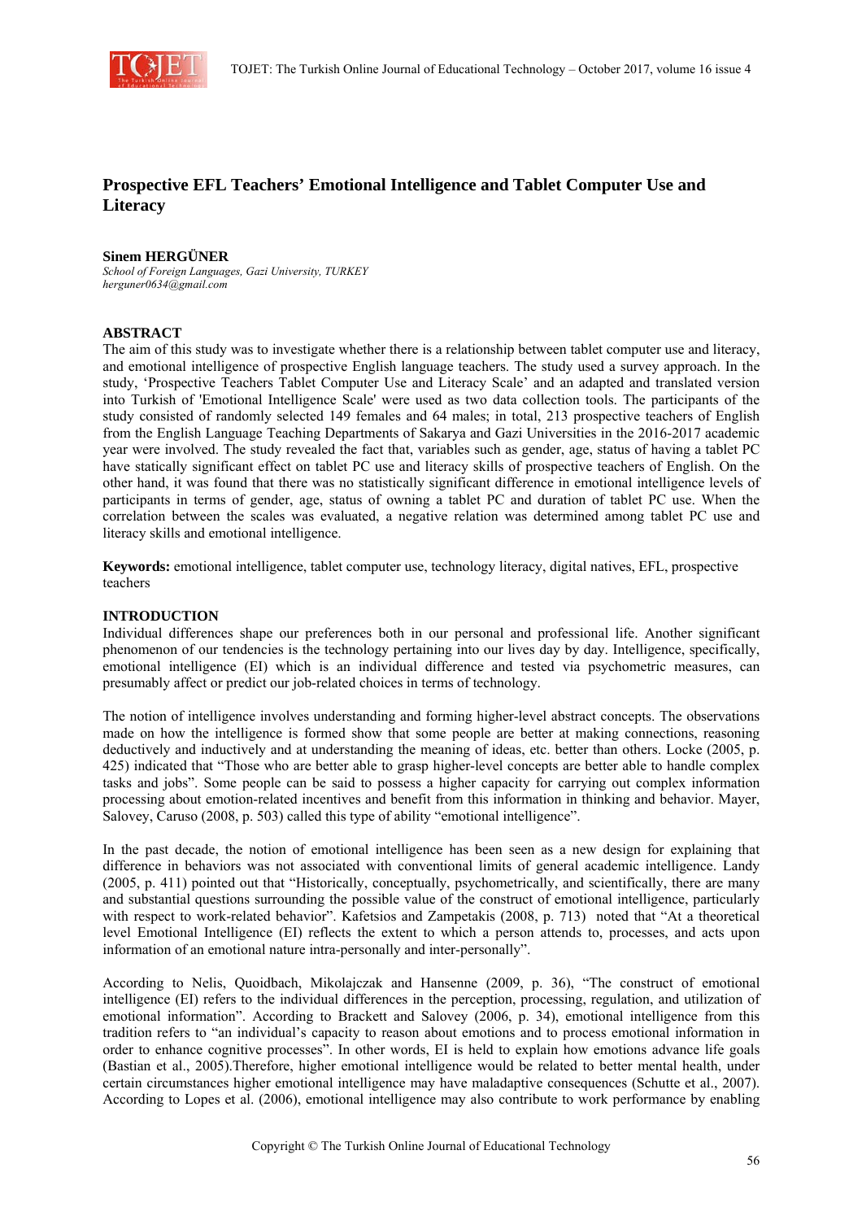# Prospective EFL Teachers' Emotional Intelligence and Tablet Computer Use and Literacy

**Sinem HERGÜNER**
*School of Foreign Languages, Gazi University, TURKEY*
*herguner0634@gmail.com*

## ABSTRACT

The aim of this study was to investigate whether there is a relationship between tablet computer use and literacy, and emotional intelligence of prospective English language teachers. The study used a survey approach. In the study, 'Prospective Teachers Tablet Computer Use and Literacy Scale' and an adapted and translated version into Turkish of 'Emotional Intelligence Scale' were used as two data collection tools. The participants of the study consisted of randomly selected 149 females and 64 males; in total, 213 prospective teachers of English from the English Language Teaching Departments of Sakarya and Gazi Universities in the 2016-2017 academic year were involved. The study revealed the fact that, variables such as gender, age, status of having a tablet PC have statically significant effect on tablet PC use and literacy skills of prospective teachers of English. On the other hand, it was found that there was no statistically significant difference in emotional intelligence levels of participants in terms of gender, age, status of owning a tablet PC and duration of tablet PC use. When the correlation between the scales was evaluated, a negative relation was determined among tablet PC use and literacy skills and emotional intelligence.

**Keywords:** emotional intelligence, tablet computer use, technology literacy, digital natives, EFL, prospective teachers

## INTRODUCTION

Individual differences shape our preferences both in our personal and professional life. Another significant phenomenon of our tendencies is the technology pertaining into our lives day by day. Intelligence, specifically, emotional intelligence (EI) which is an individual difference and tested via psychometric measures, can presumably affect or predict our job-related choices in terms of technology.

The notion of intelligence involves understanding and forming higher-level abstract concepts. The observations made on how the intelligence is formed show that some people are better at making connections, reasoning deductively and inductively and at understanding the meaning of ideas, etc. better than others. Locke (2005, p. 425) indicated that "Those who are better able to grasp higher-level concepts are better able to handle complex tasks and jobs". Some people can be said to possess a higher capacity for carrying out complex information processing about emotion-related incentives and benefit from this information in thinking and behavior. Mayer, Salovey, Caruso (2008, p. 503) called this type of ability "emotional intelligence".

In the past decade, the notion of emotional intelligence has been seen as a new design for explaining that difference in behaviors was not associated with conventional limits of general academic intelligence. Landy (2005, p. 411) pointed out that "Historically, conceptually, psychometrically, and scientifically, there are many and substantial questions surrounding the possible value of the construct of emotional intelligence, particularly with respect to work-related behavior". Kafetsios and Zampetakis (2008, p. 713) noted that "At a theoretical level Emotional Intelligence (EI) reflects the extent to which a person attends to, processes, and acts upon information of an emotional nature intra-personally and inter-personally".

According to Nelis, Quoidbach, Mikolajczak and Hansenne (2009, p. 36), "The construct of emotional intelligence (EI) refers to the individual differences in the perception, processing, regulation, and utilization of emotional information". According to Brackett and Salovey (2006, p. 34), emotional intelligence from this tradition refers to "an individual's capacity to reason about emotions and to process emotional information in order to enhance cognitive processes". In other words, EI is held to explain how emotions advance life goals (Bastian et al., 2005).Therefore, higher emotional intelligence would be related to better mental health, under certain circumstances higher emotional intelligence may have maladaptive consequences (Schutte et al., 2007). According to Lopes et al. (2006), emotional intelligence may also contribute to work performance by enabling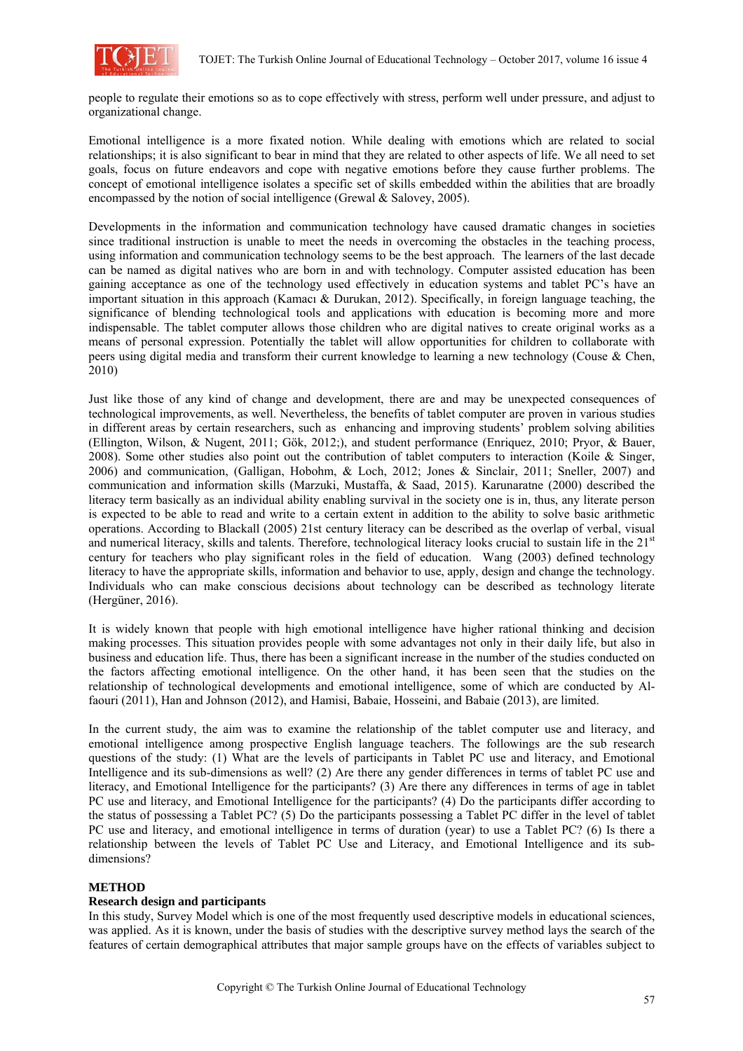people to regulate their emotions so as to cope effectively with stress, perform well under pressure, and adjust to organizational change.

Emotional intelligence is a more fixated notion. While dealing with emotions which are related to social relationships; it is also significant to bear in mind that they are related to other aspects of life. We all need to set goals, focus on future endeavors and cope with negative emotions before they cause further problems. The concept of emotional intelligence isolates a specific set of skills embedded within the abilities that are broadly encompassed by the notion of social intelligence (Grewal & Salovey, 2005).

Developments in the information and communication technology have caused dramatic changes in societies since traditional instruction is unable to meet the needs in overcoming the obstacles in the teaching process, using information and communication technology seems to be the best approach. The learners of the last decade can be named as digital natives who are born in and with technology. Computer assisted education has been gaining acceptance as one of the technology used effectively in education systems and tablet PC's have an important situation in this approach (Kamacı & Durukan, 2012). Specifically, in foreign language teaching, the significance of blending technological tools and applications with education is becoming more and more indispensable. The tablet computer allows those children who are digital natives to create original works as a means of personal expression. Potentially the tablet will allow opportunities for children to collaborate with peers using digital media and transform their current knowledge to learning a new technology (Couse & Chen, 2010)

Just like those of any kind of change and development, there are and may be unexpected consequences of technological improvements, as well. Nevertheless, the benefits of tablet computer are proven in various studies in different areas by certain researchers, such as enhancing and improving students' problem solving abilities (Ellington, Wilson, & Nugent, 2011; Gök, 2012;), and student performance (Enriquez, 2010; Pryor, & Bauer, 2008). Some other studies also point out the contribution of tablet computers to interaction (Koile & Singer, 2006) and communication, (Galligan, Hobohm, & Loch, 2012; Jones & Sinclair, 2011; Sneller, 2007) and communication and information skills (Marzuki, Mustaffa, & Saad, 2015). Karunaratne (2000) described the literacy term basically as an individual ability enabling survival in the society one is in, thus, any literate person is expected to be able to read and write to a certain extent in addition to the ability to solve basic arithmetic operations. According to Blackall (2005) 21st century literacy can be described as the overlap of verbal, visual and numerical literacy, skills and talents. Therefore, technological literacy looks crucial to sustain life in the 21st century for teachers who play significant roles in the field of education. Wang (2003) defined technology literacy to have the appropriate skills, information and behavior to use, apply, design and change the technology. Individuals who can make conscious decisions about technology can be described as technology literate (Hergüner, 2016).

It is widely known that people with high emotional intelligence have higher rational thinking and decision making processes. This situation provides people with some advantages not only in their daily life, but also in business and education life. Thus, there has been a significant increase in the number of the studies conducted on the factors affecting emotional intelligence. On the other hand, it has been seen that the studies on the relationship of technological developments and emotional intelligence, some of which are conducted by Al-faouri (2011), Han and Johnson (2012), and Hamisi, Babaie, Hosseini, and Babaie (2013), are limited.

In the current study, the aim was to examine the relationship of the tablet computer use and literacy, and emotional intelligence among prospective English language teachers. The followings are the sub research questions of the study: (1) What are the levels of participants in Tablet PC use and literacy, and Emotional Intelligence and its sub-dimensions as well? (2) Are there any gender differences in terms of tablet PC use and literacy, and Emotional Intelligence for the participants? (3) Are there any differences in terms of age in tablet PC use and literacy, and Emotional Intelligence for the participants? (4) Do the participants differ according to the status of possessing a Tablet PC? (5) Do the participants possessing a Tablet PC differ in the level of tablet PC use and literacy, and emotional intelligence in terms of duration (year) to use a Tablet PC? (6) Is there a relationship between the levels of Tablet PC Use and Literacy, and Emotional Intelligence and its sub-dimensions?

## METHOD

### Research design and participants

In this study, Survey Model which is one of the most frequently used descriptive models in educational sciences, was applied. As it is known, under the basis of studies with the descriptive survey method lays the search of the features of certain demographical attributes that major sample groups have on the effects of variables subject to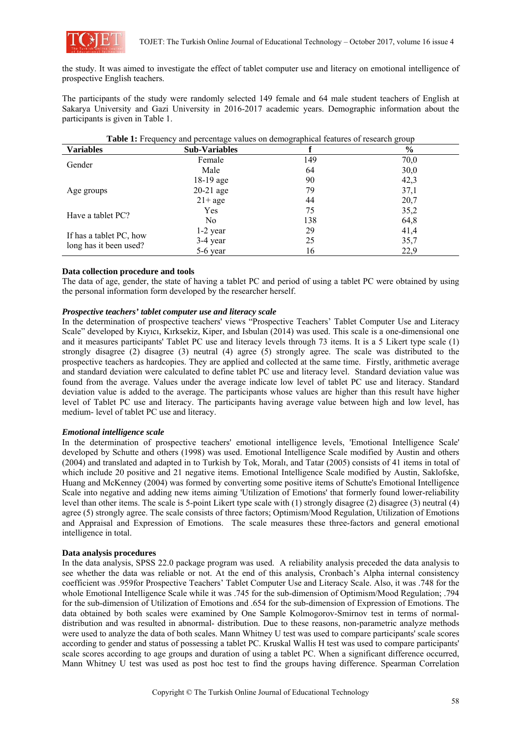the study. It was aimed to investigate the effect of tablet computer use and literacy on emotional intelligence of prospective English teachers.

The participants of the study were randomly selected 149 female and 64 male student teachers of English at Sakarya University and Gazi University in 2016-2017 academic years. Demographic information about the participants is given in Table 1.

**Table 1:** Frequency and percentage values on demographical features of research group

| Variables | Sub-Variables | f | % |
|---|---|---|---|
| Gender | Female | 149 | 70,0 |
| | Male | 64 | 30,0 |
| Age groups | 18-19 age | 90 | 42,3 |
| | 20-21 age | 79 | 37,1 |
| | 21+ age | 44 | 20,7 |
| Have a tablet PC? | Yes | 75 | 35,2 |
| | No | 138 | 64,8 |
| If has a tablet PC, how long has it been used? | 1-2 year | 29 | 41,4 |
| | 3-4 year | 25 | 35,7 |
| | 5-6 year | 16 | 22,9 |

**Data collection procedure and tools**

The data of age, gender, the state of having a tablet PC and period of using a tablet PC were obtained by using the personal information form developed by the researcher herself.

***Prospective teachers' tablet computer use and literacy scale***

In the determination of prospective teachers' views "Prospective Teachers' Tablet Computer Use and Literacy Scale" developed by Kıyıcı, Kırksekiz, Kiper, and Isbulan (2014) was used. This scale is a one-dimensional one and it measures participants' Tablet PC use and literacy levels through 73 items. It is a 5 Likert type scale (1) strongly disagree (2) disagree (3) neutral (4) agree (5) strongly agree. The scale was distributed to the prospective teachers as hardcopies. They are applied and collected at the same time. Firstly, arithmetic average and standard deviation were calculated to define tablet PC use and literacy level. Standard deviation value was found from the average. Values under the average indicate low level of tablet PC use and literacy. Standard deviation value is added to the average. The participants whose values are higher than this result have higher level of Tablet PC use and literacy. The participants having average value between high and low level, has medium- level of tablet PC use and literacy.

***Emotional intelligence scale***

In the determination of prospective teachers' emotional intelligence levels, 'Emotional Intelligence Scale' developed by Schutte and others (1998) was used. Emotional Intelligence Scale modified by Austin and others (2004) and translated and adapted in to Turkish by Tok, Moralı, and Tatar (2005) consists of 41 items in total of which include 20 positive and 21 negative items. Emotional Intelligence Scale modified by Austin, Saklofske, Huang and McKenney (2004) was formed by converting some positive items of Schutte's Emotional Intelligence Scale into negative and adding new items aiming 'Utilization of Emotions' that formerly found lower-reliability level than other items. The scale is 5-point Likert type scale with (1) strongly disagree (2) disagree (3) neutral (4) agree (5) strongly agree. The scale consists of three factors; Optimism/Mood Regulation, Utilization of Emotions and Appraisal and Expression of Emotions. The scale measures these three-factors and general emotional intelligence in total.

**Data analysis procedures**

In the data analysis, SPSS 22.0 package program was used. A reliability analysis preceded the data analysis to see whether the data was reliable or not. At the end of this analysis, Cronbach's Alpha internal consistency coefficient was .959for Prospective Teachers' Tablet Computer Use and Literacy Scale. Also, it was .748 for the whole Emotional Intelligence Scale while it was .745 for the sub-dimension of Optimism/Mood Regulation; .794 for the sub-dimension of Utilization of Emotions and .654 for the sub-dimension of Expression of Emotions. The data obtained by both scales were examined by One Sample Kolmogorov-Smirnov test in terms of normal-distribution and was resulted in abnormal- distribution. Due to these reasons, non-parametric analyze methods were used to analyze the data of both scales. Mann Whitney U test was used to compare participants' scale scores according to gender and status of possessing a tablet PC. Kruskal Wallis H test was used to compare participants' scale scores according to age groups and duration of using a tablet PC. When a significant difference occurred, Mann Whitney U test was used as post hoc test to find the groups having difference. Spearman Correlation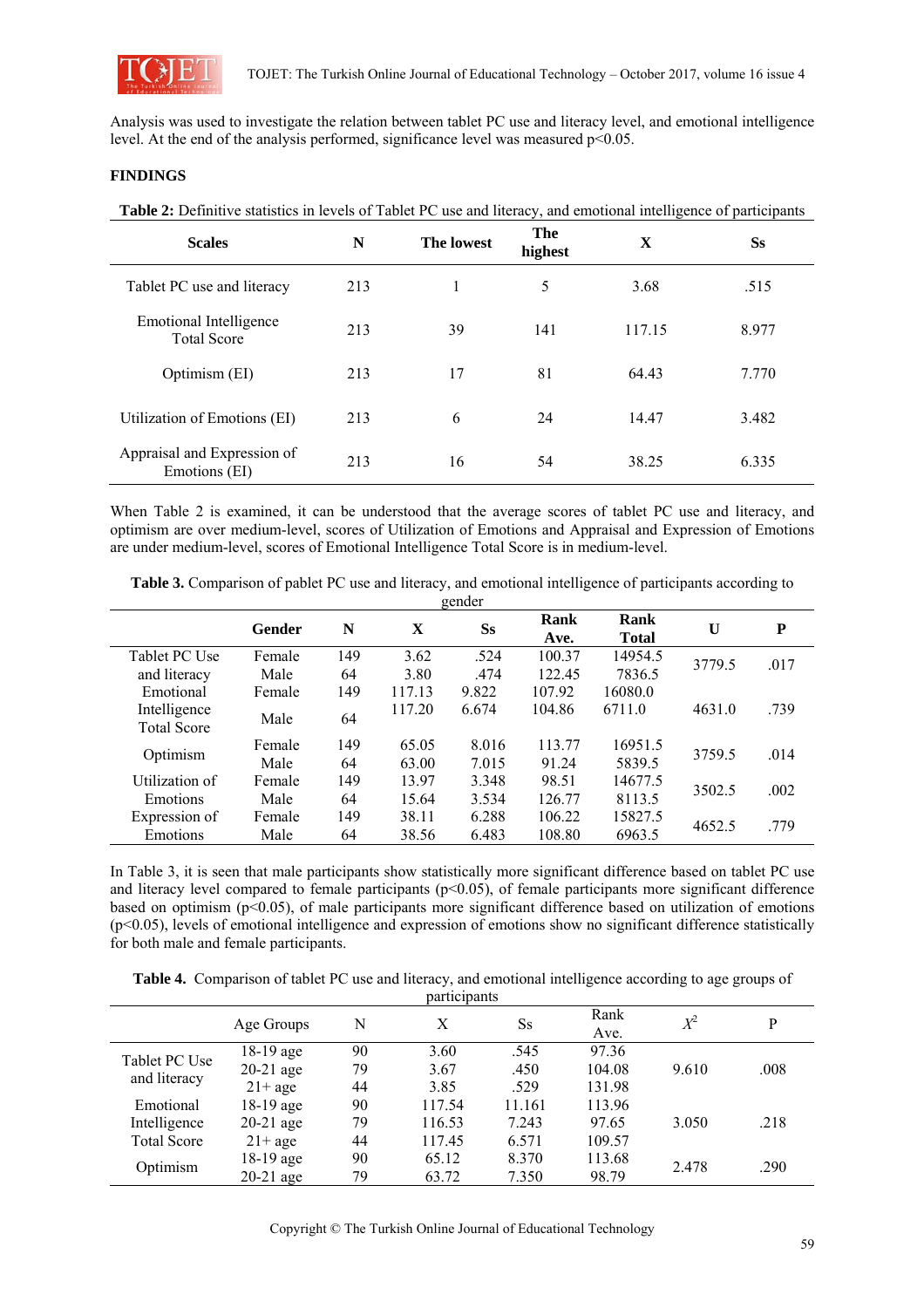Analysis was used to investigate the relation between tablet PC use and literacy level, and emotional intelligence level. At the end of the analysis performed, significance level was measured $p<0.05$.

## FINDINGS

**Table 2:** Definitive statistics in levels of Tablet PC use and literacy, and emotional intelligence of participants

| Scales | N | The lowest | The highest | X | Ss |
|---|---|---|---|---|---|
| Tablet PC use and literacy | 213 | 1 | 5 | 3.68 | .515 |
| Emotional Intelligence Total Score | 213 | 39 | 141 | 117.15 | 8.977 |
| Optimism (EI) | 213 | 17 | 81 | 64.43 | 7.770 |
| Utilization of Emotions (EI) | 213 | 6 | 24 | 14.47 | 3.482 |
| Appraisal and Expression of Emotions (EI) | 213 | 16 | 54 | 38.25 | 6.335 |

When Table 2 is examined, it can be understood that the average scores of tablet PC use and literacy, and optimism are over medium-level, scores of Utilization of Emotions and Appraisal and Expression of Emotions are under medium-level, scores of Emotional Intelligence Total Score is in medium-level.

**Table 3.** Comparison of pablet PC use and literacy, and emotional intelligence of participants according to gender

| | Gender | N | X | Ss | Rank Ave. | Rank Total | U | P |
|---|---|---|---|---|---|---|---|---|
| Tablet PC Use and literacy | Female | 149 | 3.62 | .524 | 100.37 | 14954.5 | 3779.5 | .017 |
| | Male | 64 | 3.80 | .474 | 122.45 | 7836.5 | | |
| Emotional Intelligence Total Score | Female | 149 | 117.13 | 9.822 | 107.92 | 16080.0 | 4631.0 | .739 |
| | Male | 64 | 117.20 | 6.674 | 104.86 | 6711.0 | | |
| Optimism | Female | 149 | 65.05 | 8.016 | 113.77 | 16951.5 | 3759.5 | .014 |
| | Male | 64 | 63.00 | 7.015 | 91.24 | 5839.5 | | |
| Utilization of Emotions | Female | 149 | 13.97 | 3.348 | 98.51 | 14677.5 | 3502.5 | .002 |
| | Male | 64 | 15.64 | 3.534 | 126.77 | 8113.5 | | |
| Expression of Emotions | Female | 149 | 38.11 | 6.288 | 106.22 | 15827.5 | 4652.5 | .779 |
| | Male | 64 | 38.56 | 6.483 | 108.80 | 6963.5 | | |

In Table 3, it is seen that male participants show statistically more significant difference based on tablet PC use and literacy level compared to female participants ($p<0.05$), of female participants more significant difference based on optimism ($p<0.05$), of male participants more significant difference based on utilization of emotions ($p<0.05$), levels of emotional intelligence and expression of emotions show no significant difference statistically for both male and female participants.

**Table 4.** Comparison of tablet PC use and literacy, and emotional intelligence according to age groups of participants

| | Age Groups | N | X | Ss | Rank Ave. | $X^2$ | P |
|---|---|---|---|---|---|---|---|
| Tablet PC Use and literacy | 18-19 age | 90 | 3.60 | .545 | 97.36 | 9.610 | .008 |
| | 20-21 age | 79 | 3.67 | .450 | 104.08 | | |
| | 21+ age | 44 | 3.85 | .529 | 131.98 | | |
| Emotional Intelligence Total Score | 18-19 age | 90 | 117.54 | 11.161 | 113.96 | 3.050 | .218 |
| | 20-21 age | 79 | 116.53 | 7.243 | 97.65 | | |
| | 21+ age | 44 | 117.45 | 6.571 | 109.57 | | |
| Optimism | 18-19 age | 90 | 65.12 | 8.370 | 113.68 | 2.478 | .290 |
| | 20-21 age | 79 | 63.72 | 7.350 | 98.79 | | |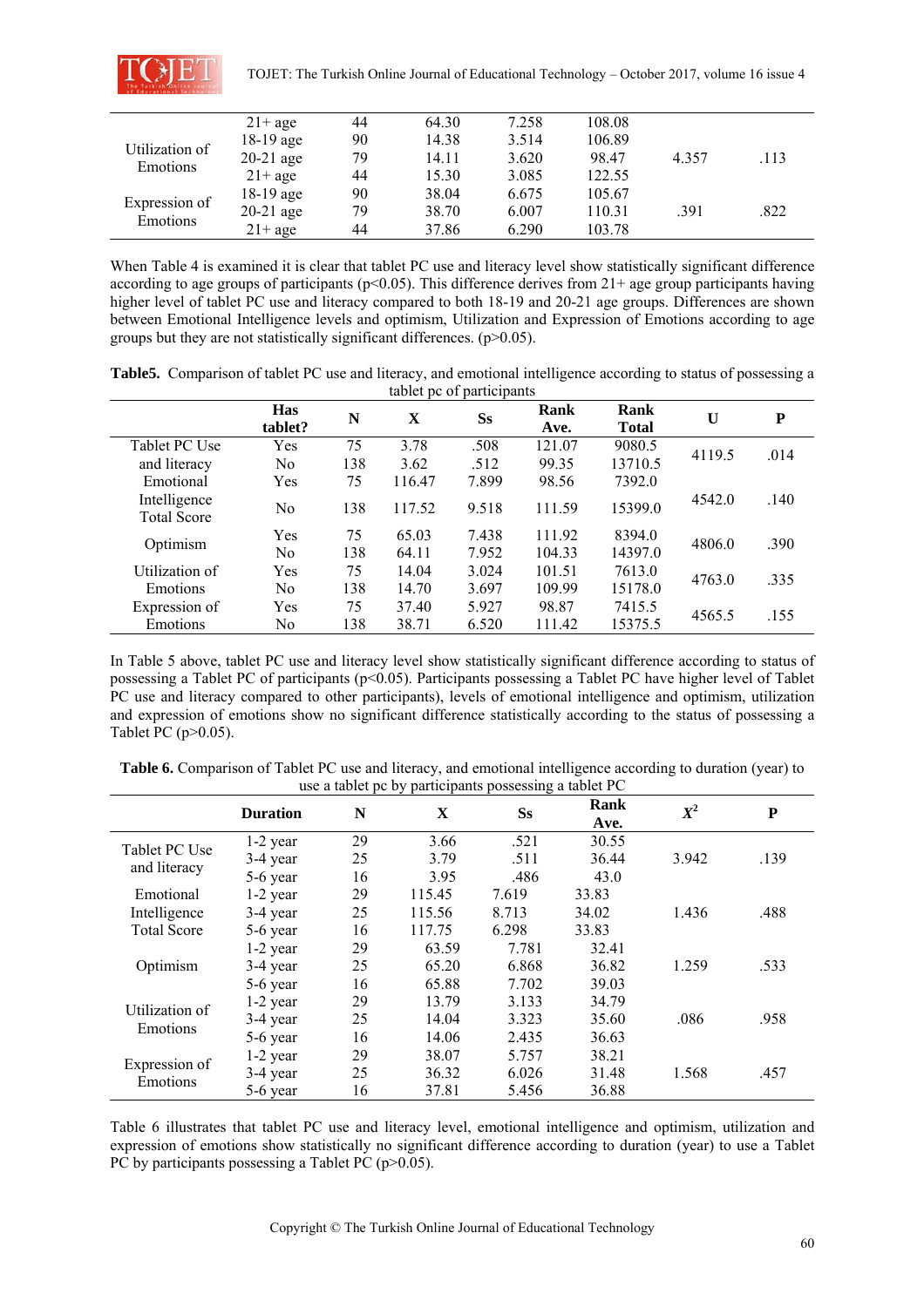| | | | | | | | |
|---|---|---|---|---|---|---|---|
| | 21+ age | 44 | 64.30 | 7.258 | 108.08 | | |
| Utilization of Emotions | 18-19 age | 90 | 14.38 | 3.514 | 106.89 | 4.357 | .113 |
| | 20-21 age | 79 | 14.11 | 3.620 | 98.47 | | |
| | 21+ age | 44 | 15.30 | 3.085 | 122.55 | | |
| Expression of Emotions | 18-19 age | 90 | 38.04 | 6.675 | 105.67 | .391 | .822 |
| | 20-21 age | 79 | 38.70 | 6.007 | 110.31 | | |
| | 21+ age | 44 | 37.86 | 6.290 | 103.78 | | |

When Table 4 is examined it is clear that tablet PC use and literacy level show statistically significant difference according to age groups of participants ($p<0.05$). This difference derives from 21+ age group participants having higher level of tablet PC use and literacy compared to both 18-19 and 20-21 age groups. Differences are shown between Emotional Intelligence levels and optimism, Utilization and Expression of Emotions according to age groups but they are not statistically significant differences. ($p>0.05$).

**Table5.** Comparison of tablet PC use and literacy, and emotional intelligence according to status of possessing a tablet pc of participants

| | Has tablet? | N | X | Ss | Rank Ave. | Rank Total | U | P |
|---|---|---|---|---|---|---|---|---|
| Tablet PC Use and literacy | Yes | 75 | 3.78 | .508 | 121.07 | 9080.5 | 4119.5 | .014 |
| | No | 138 | 3.62 | .512 | 99.35 | 13710.5 | | |
| Emotional Intelligence Total Score | Yes | 75 | 116.47 | 7.899 | 98.56 | 7392.0 | 4542.0 | .140 |
| | No | 138 | 117.52 | 9.518 | 111.59 | 15399.0 | | |
| Optimism | Yes | 75 | 65.03 | 7.438 | 111.92 | 8394.0 | 4806.0 | .390 |
| | No | 138 | 64.11 | 7.952 | 104.33 | 14397.0 | | |
| Utilization of Emotions | Yes | 75 | 14.04 | 3.024 | 101.51 | 7613.0 | 4763.0 | .335 |
| | No | 138 | 14.70 | 3.697 | 109.99 | 15178.0 | | |
| Expression of Emotions | Yes | 75 | 37.40 | 5.927 | 98.87 | 7415.5 | 4565.5 | .155 |
| | No | 138 | 38.71 | 6.520 | 111.42 | 15375.5 | | |

In Table 5 above, tablet PC use and literacy level show statistically significant difference according to status of possessing a Tablet PC of participants ($p<0.05$). Participants possessing a Tablet PC have higher level of Tablet PC use and literacy compared to other participants), levels of emotional intelligence and optimism, utilization and expression of emotions show no significant difference statistically according to the status of possessing a Tablet PC ($p>0.05$).

**Table 6.** Comparison of Tablet PC use and literacy, and emotional intelligence according to duration (year) to use a tablet pc by participants possessing a tablet PC

| | Duration | N | X | Ss | Rank Ave. | $X^2$ | P |
|---|---|---|---|---|---|---|---|
| Tablet PC Use and literacy | 1-2 year | 29 | 3.66 | .521 | 30.55 | 3.942 | .139 |
| | 3-4 year | 25 | 3.79 | .511 | 36.44 | | |
| | 5-6 year | 16 | 3.95 | .486 | 43.0 | | |
| Emotional Intelligence Total Score | 1-2 year | 29 | 115.45 | 7.619 | 33.83 | 1.436 | .488 |
| | 3-4 year | 25 | 115.56 | 8.713 | 34.02 | | |
| | 5-6 year | 16 | 117.75 | 6.298 | 33.83 | | |
| Optimism | 1-2 year | 29 | 63.59 | 7.781 | 32.41 | 1.259 | .533 |
| | 3-4 year | 25 | 65.20 | 6.868 | 36.82 | | |
| | 5-6 year | 16 | 65.88 | 7.702 | 39.03 | | |
| Utilization of Emotions | 1-2 year | 29 | 13.79 | 3.133 | 34.79 | .086 | .958 |
| | 3-4 year | 25 | 14.04 | 3.323 | 35.60 | | |
| | 5-6 year | 16 | 14.06 | 2.435 | 36.63 | | |
| Expression of Emotions | 1-2 year | 29 | 38.07 | 5.757 | 38.21 | 1.568 | .457 |
| | 3-4 year | 25 | 36.32 | 6.026 | 31.48 | | |
| | 5-6 year | 16 | 37.81 | 5.456 | 36.88 | | |

Table 6 illustrates that tablet PC use and literacy level, emotional intelligence and optimism, utilization and expression of emotions show statistically no significant difference according to duration (year) to use a Tablet PC by participants possessing a Tablet PC ($p>0.05$).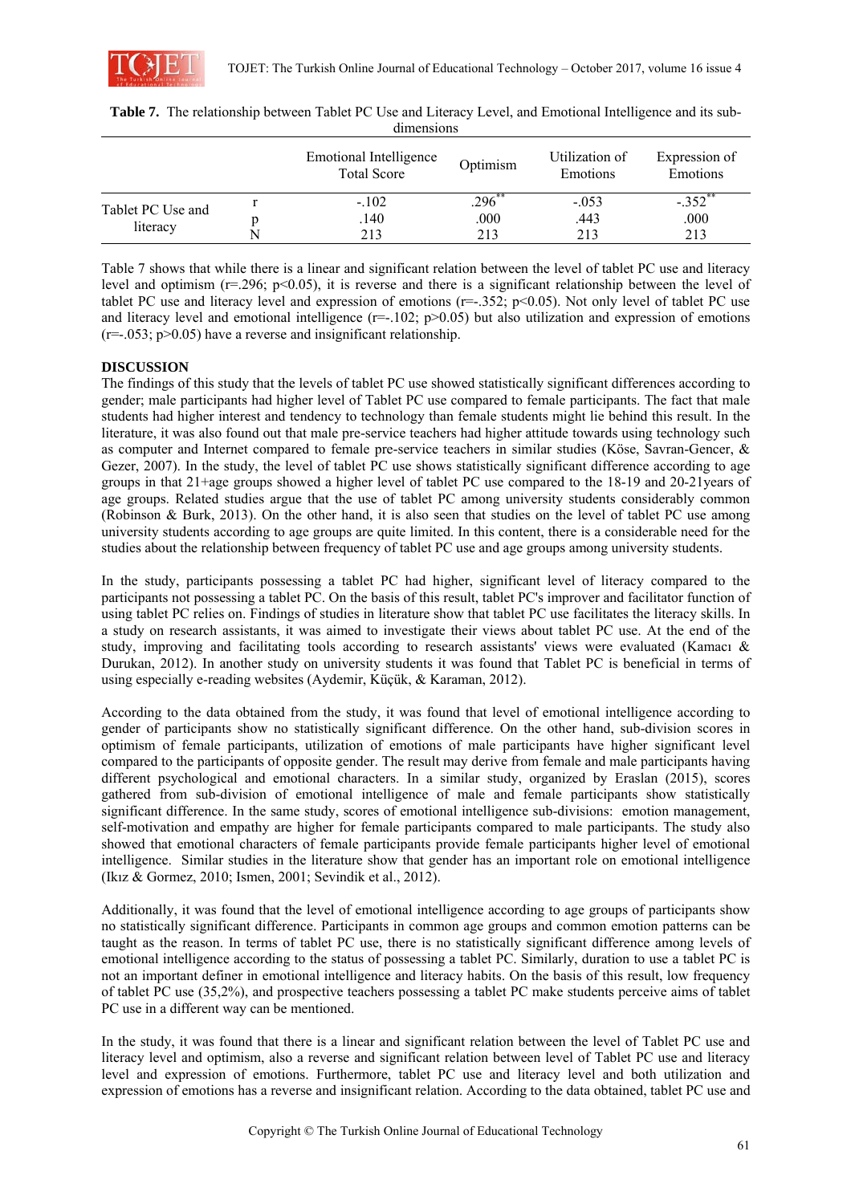**Table 7.** The relationship between Tablet PC Use and Literacy Level, and Emotional Intelligence and its sub-dimensions

| | | Emotional Intelligence Total Score | Optimism | Utilization of Emotions | Expression of Emotions |
|---|---|---|---|---|---|
| Tablet PC Use and literacy | r | -.102 | .296** | -.053 | -.352** |
| | p | .140 | .000 | .443 | .000 |
| | N | 213 | 213 | 213 | 213 |

Table 7 shows that while there is a linear and significant relation between the level of tablet PC use and literacy level and optimism ($r=.296$; $p<0.05$), it is reverse and there is a significant relationship between the level of tablet PC use and literacy level and expression of emotions ($r=-.352$; $p<0.05$). Not only level of tablet PC use and literacy level and emotional intelligence ($r=-.102$; $p>0.05$) but also utilization and expression of emotions ($r=-.053$; $p>0.05$) have a reverse and insignificant relationship.

## DISCUSSION

The findings of this study that the levels of tablet PC use showed statistically significant differences according to gender; male participants had higher level of Tablet PC use compared to female participants. The fact that male students had higher interest and tendency to technology than female students might lie behind this result. In the literature, it was also found out that male pre-service teachers had higher attitude towards using technology such as computer and Internet compared to female pre-service teachers in similar studies (Köse, Savran-Gencer, & Gezer, 2007). In the study, the level of tablet PC use shows statistically significant difference according to age groups in that 21+age groups showed a higher level of tablet PC use compared to the 18-19 and 20-21years of age groups. Related studies argue that the use of tablet PC among university students considerably common (Robinson & Burk, 2013). On the other hand, it is also seen that studies on the level of tablet PC use among university students according to age groups are quite limited. In this content, there is a considerable need for the studies about the relationship between frequency of tablet PC use and age groups among university students.

In the study, participants possessing a tablet PC had higher, significant level of literacy compared to the participants not possessing a tablet PC. On the basis of this result, tablet PC's improver and facilitator function of using tablet PC relies on. Findings of studies in literature show that tablet PC use facilitates the literacy skills. In a study on research assistants, it was aimed to investigate their views about tablet PC use. At the end of the study, improving and facilitating tools according to research assistants' views were evaluated (Kamacı & Durukan, 2012). In another study on university students it was found that Tablet PC is beneficial in terms of using especially e-reading websites (Aydemir, Küçük, & Karaman, 2012).

According to the data obtained from the study, it was found that level of emotional intelligence according to gender of participants show no statistically significant difference. On the other hand, sub-division scores in optimism of female participants, utilization of emotions of male participants have higher significant level compared to the participants of opposite gender. The result may derive from female and male participants having different psychological and emotional characters. In a similar study, organized by Eraslan (2015), scores gathered from sub-division of emotional intelligence of male and female participants show statistically significant difference. In the same study, scores of emotional intelligence sub-divisions: emotion management, self-motivation and empathy are higher for female participants compared to male participants. The study also showed that emotional characters of female participants provide female participants higher level of emotional intelligence. Similar studies in the literature show that gender has an important role on emotional intelligence (Ikız & Gormez, 2010; Ismen, 2001; Sevindik et al., 2012).

Additionally, it was found that the level of emotional intelligence according to age groups of participants show no statistically significant difference. Participants in common age groups and common emotion patterns can be taught as the reason. In terms of tablet PC use, there is no statistically significant difference among levels of emotional intelligence according to the status of possessing a tablet PC. Similarly, duration to use a tablet PC is not an important definer in emotional intelligence and literacy habits. On the basis of this result, low frequency of tablet PC use (35,2%), and prospective teachers possessing a tablet PC make students perceive aims of tablet PC use in a different way can be mentioned.

In the study, it was found that there is a linear and significant relation between the level of Tablet PC use and literacy level and optimism, also a reverse and significant relation between level of Tablet PC use and literacy level and expression of emotions. Furthermore, tablet PC use and literacy level and both utilization and expression of emotions has a reverse and insignificant relation. According to the data obtained, tablet PC use and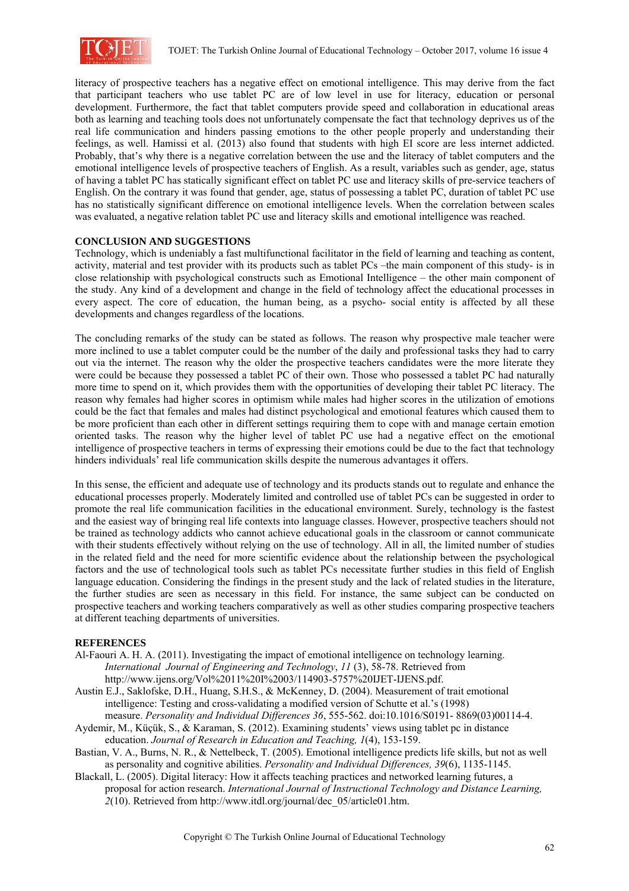literacy of prospective teachers has a negative effect on emotional intelligence. This may derive from the fact that participant teachers who use tablet PC are of low level in use for literacy, education or personal development. Furthermore, the fact that tablet computers provide speed and collaboration in educational areas both as learning and teaching tools does not unfortunately compensate the fact that technology deprives us of the real life communication and hinders passing emotions to the other people properly and understanding their feelings, as well. Hamissi et al. (2013) also found that students with high EI score are less internet addicted. Probably, that's why there is a negative correlation between the use and the literacy of tablet computers and the emotional intelligence levels of prospective teachers of English. As a result, variables such as gender, age, status of having a tablet PC has statically significant effect on tablet PC use and literacy skills of pre-service teachers of English. On the contrary it was found that gender, age, status of possessing a tablet PC, duration of tablet PC use has no statistically significant difference on emotional intelligence levels. When the correlation between scales was evaluated, a negative relation tablet PC use and literacy skills and emotional intelligence was reached.

## CONCLUSION AND SUGGESTIONS

Technology, which is undeniably a fast multifunctional facilitator in the field of learning and teaching as content, activity, material and test provider with its products such as tablet PCs –the main component of this study- is in close relationship with psychological constructs such as Emotional Intelligence – the other main component of the study. Any kind of a development and change in the field of technology affect the educational processes in every aspect. The core of education, the human being, as a psycho- social entity is affected by all these developments and changes regardless of the locations.

The concluding remarks of the study can be stated as follows. The reason why prospective male teacher were more inclined to use a tablet computer could be the number of the daily and professional tasks they had to carry out via the internet. The reason why the older the prospective teachers candidates were the more literate they were could be because they possessed a tablet PC of their own. Those who possessed a tablet PC had naturally more time to spend on it, which provides them with the opportunities of developing their tablet PC literacy. The reason why females had higher scores in optimism while males had higher scores in the utilization of emotions could be the fact that females and males had distinct psychological and emotional features which caused them to be more proficient than each other in different settings requiring them to cope with and manage certain emotion oriented tasks. The reason why the higher level of tablet PC use had a negative effect on the emotional intelligence of prospective teachers in terms of expressing their emotions could be due to the fact that technology hinders individuals' real life communication skills despite the numerous advantages it offers.

In this sense, the efficient and adequate use of technology and its products stands out to regulate and enhance the educational processes properly. Moderately limited and controlled use of tablet PCs can be suggested in order to promote the real life communication facilities in the educational environment. Surely, technology is the fastest and the easiest way of bringing real life contexts into language classes. However, prospective teachers should not be trained as technology addicts who cannot achieve educational goals in the classroom or cannot communicate with their students effectively without relying on the use of technology. All in all, the limited number of studies in the related field and the need for more scientific evidence about the relationship between the psychological factors and the use of technological tools such as tablet PCs necessitate further studies in this field of English language education. Considering the findings in the present study and the lack of related studies in the literature, the further studies are seen as necessary in this field. For instance, the same subject can be conducted on prospective teachers and working teachers comparatively as well as other studies comparing prospective teachers at different teaching departments of universities.

## REFERENCES

Al-Faouri A. H. A. (2011). Investigating the impact of emotional intelligence on technology learning. *International Journal of Engineering and Technology*, *11* (3), 58-78. Retrieved from http://www.ijens.org/Vol%2011%20I%2003/114903-5757%20IJET-IJENS.pdf.

Austin E.J., Saklofske, D.H., Huang, S.H.S., & McKenney, D. (2004). Measurement of trait emotional intelligence: Testing and cross-validating a modified version of Schutte et al.'s (1998) measure. *Personality and Individual Differences 36*, 555-562. doi:10.1016/S0191- 8869(03)00114-4.

Aydemir, M., Küçük, S., & Karaman, S. (2012). Examining students' views using tablet pc in distance education. *Journal of Research in Education and Teaching, 1*(4), 153-159.

Bastian, V. A., Burns, N. R., & Nettelbeck, T. (2005). Emotional intelligence predicts life skills, but not as well as personality and cognitive abilities. *Personality and Individual Differences, 39*(6), 1135-1145.

Blackall, L. (2005). Digital literacy: How it affects teaching practices and networked learning futures, a proposal for action research. *International Journal of Instructional Technology and Distance Learning, 2*(10). Retrieved from http://www.itdl.org/journal/dec_05/article01.htm.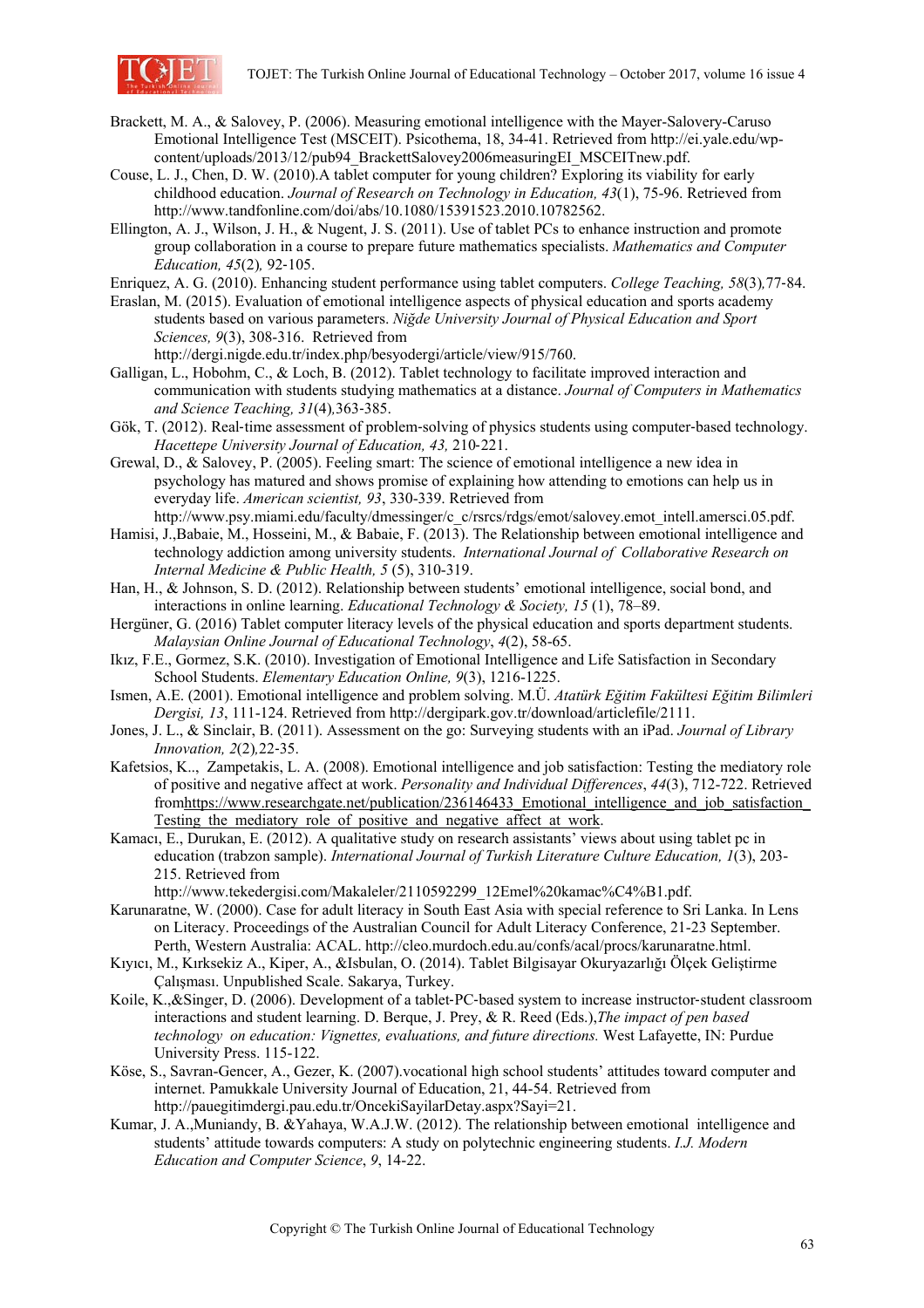Brackett, M. A., & Salovey, P. (2006). Measuring emotional intelligence with the Mayer-Salovery-Caruso Emotional Intelligence Test (MSCEIT). Psicothema, 18, 34-41. Retrieved from http://ei.yale.edu/wp-content/uploads/2013/12/pub94_BrackettSalovey2006measuringEI_MSCEITnew.pdf.

Couse, L. J., Chen, D. W. (2010).A tablet computer for young children? Exploring its viability for early childhood education. *Journal of Research on Technology in Education, 43*(1), 75-96. Retrieved from http://www.tandfonline.com/doi/abs/10.1080/15391523.2010.10782562.

Ellington, A. J., Wilson, J. H., & Nugent, J. S. (2011). Use of tablet PCs to enhance instruction and promote group collaboration in a course to prepare future mathematics specialists. *Mathematics and Computer Education, 45*(2)*,* 92-105.

Enriquez, A. G. (2010). Enhancing student performance using tablet computers. *College Teaching, 58*(3)*,*77-84.

Eraslan, M. (2015). Evaluation of emotional intelligence aspects of physical education and sports academy students based on various parameters. *Niğde University Journal of Physical Education and Sport Sciences, 9*(3), 308-316. Retrieved from http://dergi.nigde.edu.tr/index.php/besyodergi/article/view/915/760.

Galligan, L., Hobohm, C., & Loch, B. (2012). Tablet technology to facilitate improved interaction and communication with students studying mathematics at a distance. *Journal of Computers in Mathematics and Science Teaching, 31*(4)*,*363-385.

Gök, T. (2012). Real-time assessment of problem-solving of physics students using computer-based technology. *Hacettepe University Journal of Education, 43,* 210-221.

Grewal, D., & Salovey, P. (2005). Feeling smart: The science of emotional intelligence a new idea in psychology has matured and shows promise of explaining how attending to emotions can help us in everyday life. *American scientist, 93*, 330-339. Retrieved from http://www.psy.miami.edu/faculty/dmessinger/c_c/rsrcs/rdgs/emot/salovey.emot_intell.amersci.05.pdf.

Hamisi, J.,Babaie, M., Hosseini, M., & Babaie, F. (2013). The Relationship between emotional intelligence and technology addiction among university students. *International Journal of Collaborative Research on Internal Medicine & Public Health, 5* (5), 310-319.

Han, H., & Johnson, S. D. (2012). Relationship between students' emotional intelligence, social bond, and interactions in online learning. *Educational Technology & Society, 15* (1), 78–89.

Hergüner, G. (2016) Tablet computer literacy levels of the physical education and sports department students. *Malaysian Online Journal of Educational Technology*, *4*(2), 58-65.

Ikız, F.E., Gormez, S.K. (2010). Investigation of Emotional Intelligence and Life Satisfaction in Secondary School Students. *Elementary Education Online, 9*(3), 1216-1225.

Ismen, A.E. (2001). Emotional intelligence and problem solving. M.Ü. *Atatürk Eğitim Fakültesi Eğitim Bilimleri Dergisi, 13*, 111-124. Retrieved from http://dergipark.gov.tr/download/articlefile/2111.

Jones, J. L., & Sinclair, B. (2011). Assessment on the go: Surveying students with an iPad. *Journal of Library Innovation, 2*(2)*,*22-35.

Kafetsios, K.., Zampetakis, L. A. (2008). Emotional intelligence and job satisfaction: Testing the mediatory role of positive and negative affect at work. *Personality and Individual Differences*, *44*(3), 712-722. Retrieved fromhttps://www.researchgate.net/publication/236146433_Emotional_intelligence_and_job_satisfaction_Testing_the_mediatory_role_of_positive_and_negative_affect_at_work.

Kamacı, E., Durukan, E. (2012). A qualitative study on research assistants' views about using tablet pc in education (trabzon sample). *International Journal of Turkish Literature Culture Education, 1*(3), 203-215. Retrieved from http://www.tekedergisi.com/Makaleler/2110592299_12Emel%20kamac%C4%B1.pdf.

Karunaratne, W. (2000). Case for adult literacy in South East Asia with special reference to Sri Lanka. In Lens on Literacy. Proceedings of the Australian Council for Adult Literacy Conference, 21-23 September. Perth, Western Australia: ACAL. http://cleo.murdoch.edu.au/confs/acal/procs/karunaratne.html.

Kıyıcı, M., Kırksekiz A., Kiper, A., &Isbulan, O. (2014). Tablet Bilgisayar Okuryazarlığı Ölçek Geliştirme Çalışması. Unpublished Scale. Sakarya, Turkey.

Koile, K.,&Singer, D. (2006). Development of a tablet-PC-based system to increase instructor-student classroom interactions and student learning. D. Berque, J. Prey, & R. Reed (Eds.),*The impact of pen based technology on education: Vignettes, evaluations, and future directions.* West Lafayette, IN: Purdue University Press. 115-122.

Köse, S., Savran-Gencer, A., Gezer, K. (2007).vocational high school students' attitudes toward computer and internet. Pamukkale University Journal of Education, 21, 44-54. Retrieved from http://pauegitimdergi.pau.edu.tr/OncekiSayilarDetay.aspx?Sayi=21.

Kumar, J. A.,Muniandy, B. &Yahaya, W.A.J.W. (2012). The relationship between emotional intelligence and students' attitude towards computers: A study on polytechnic engineering students. *I.J. Modern Education and Computer Science*, *9*, 14-22.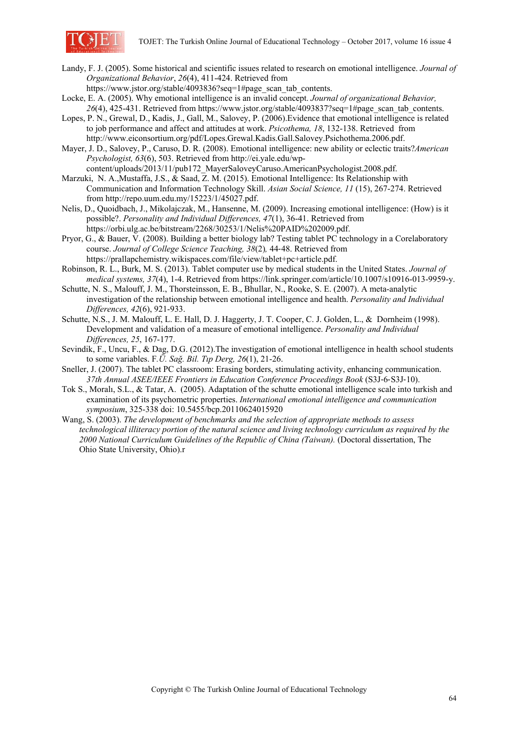Landy, F. J. (2005). Some historical and scientific issues related to research on emotional intelligence. *Journal of Organizational Behavior*, *26*(4), 411-424. Retrieved from https://www.jstor.org/stable/4093836?seq=1#page_scan_tab_contents.

Locke, E. A. (2005). Why emotional intelligence is an invalid concept. *Journal of organizational Behavior, 26*(4), 425-431. Retrieved from https://www.jstor.org/stable/4093837?seq=1#page_scan_tab_contents.

Lopes, P. N., Grewal, D., Kadis, J., Gall, M., Salovey, P. (2006).Evidence that emotional intelligence is related to job performance and affect and attitudes at work. *Psicothema, 18*, 132-138. Retrieved from http://www.eiconsortium.org/pdf/Lopes.Grewal.Kadis.Gall.Salovey.Psichothema.2006.pdf.

Mayer, J. D., Salovey, P., Caruso, D. R. (2008). Emotional intelligence: new ability or eclectic traits?*American Psychologist, 63*(6), 503. Retrieved from http://ei.yale.edu/wp-content/uploads/2013/11/pub172_MayerSaloveyCaruso.AmericanPsychologist.2008.pdf.

Marzuki, N. A.,Mustaffa, J.S., & Saad, Z. M. (2015). Emotional Intelligence: Its Relationship with Communication and Information Technology Skill. *Asian Social Science, 11* (15), 267-274. Retrieved from http://repo.uum.edu.my/15223/1/45027.pdf.

Nelis, D., Quoidbach, J., Mikolajczak, M., Hansenne, M. (2009). Increasing emotional intelligence: (How) is it possible?. *Personality and Individual Differences, 47*(1), 36-41. Retrieved from https://orbi.ulg.ac.be/bitstream/2268/30253/1/Nelis%20PAID%202009.pdf.

Pryor, G., & Bauer, V. (2008). Building a better biology lab? Testing tablet PC technology in a Corelaboratory course. *Journal of College Science Teaching, 38*(2)*,* 44-48. Retrieved from https://prallapchemistry.wikispaces.com/file/view/tablet+pc+article.pdf.

Robinson, R. L., Burk, M. S. (2013). Tablet computer use by medical students in the United States. *Journal of medical systems, 37*(4), 1-4. Retrieved from https://link.springer.com/article/10.1007/s10916-013-9959-y.

Schutte, N. S., Malouff, J. M., Thorsteinsson, E. B., Bhullar, N., Rooke, S. E. (2007). A meta-analytic investigation of the relationship between emotional intelligence and health. *Personality and Individual Differences, 42*(6), 921-933.

Schutte, N.S., J. M. Malouff, L. E. Hall, D. J. Haggerty, J. T. Cooper, C. J. Golden, L., & Dornheim (1998). Development and validation of a measure of emotional intelligence. *Personality and Individual Differences, 25*, 167-177.

Sevindik, F., Uncu, F., & Dag, D.G. (2012).The investigation of emotional intelligence in health school students to some variables. F.*Ü. Sağ. Bil. Tıp Derg, 26*(1), 21-26.

Sneller, J. (2007). The tablet PC classroom: Erasing borders, stimulating activity, enhancing communication. *37th Annual ASEE/IEEE Frontiers in Education Conference Proceedings Book* (S3J-6-S3J-10).

Tok S., Moralı, S.L., & Tatar, A. (2005). Adaptation of the schutte emotional intelligence scale into turkish and examination of its psychometric properties. *International emotional intelligence and communication symposium*, 325-338 doi: 10.5455/bcp.20110624015920

Wang, S. (2003). *The development of benchmarks and the selection of appropriate methods to assess technological illiteracy portion of the natural science and living technology curriculum as required by the 2000 National Curriculum Guidelines of the Republic of China (Taiwan).* (Doctoral dissertation, The Ohio State University, Ohio).r